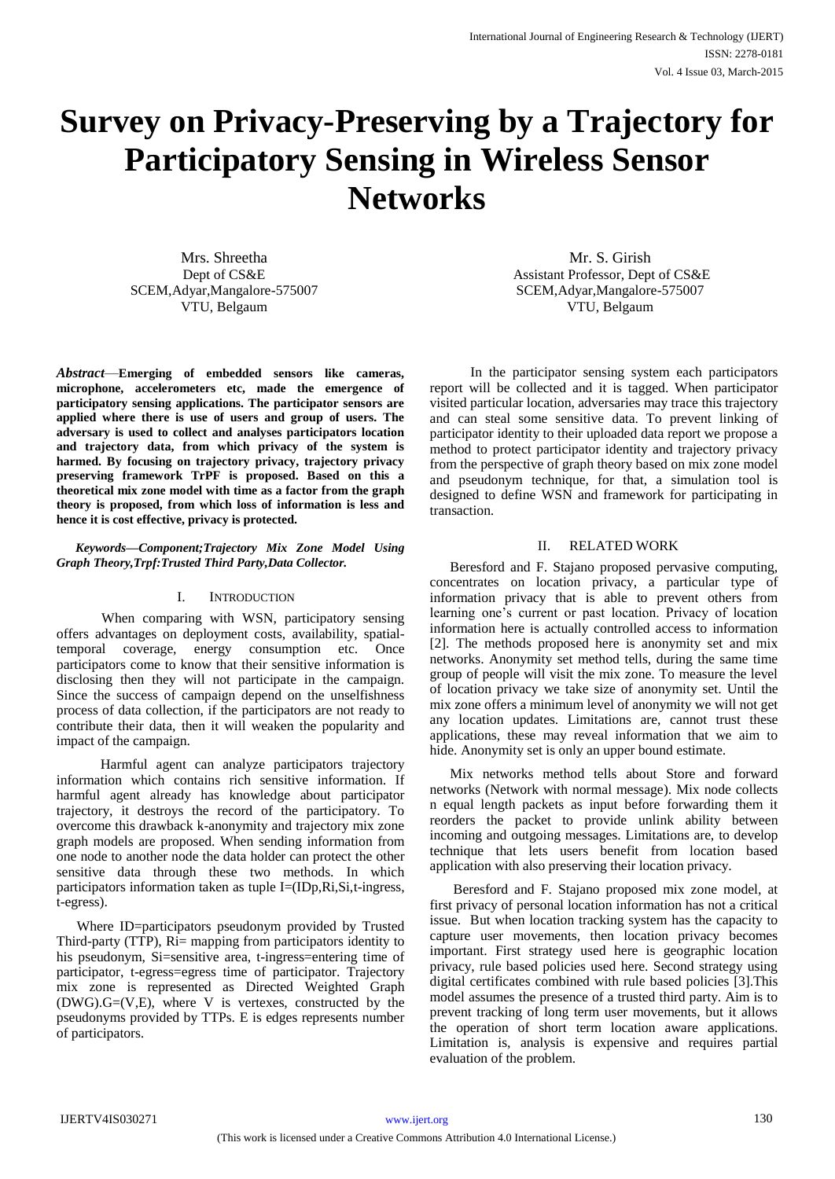# Survey on Privacy-Preserving by a Trajectory for Participatory Sensing in Wireless Sensor Networks

Mrs. Shreetha
Dept of CS&E
SCEM,Adyar,Mangalore-575007
VTU, Belgaum

Mr. S. Girish
Assistant Professor, Dept of CS&E
SCEM,Adyar,Mangalore-575007
VTU, Belgaum

***Abstract*—Emerging of embedded sensors like cameras, microphone, accelerometers etc, made the emergence of participatory sensing applications. The participator sensors are applied where there is use of users and group of users. The adversary is used to collect and analyses participators location and trajectory data, from which privacy of the system is harmed. By focusing on trajectory privacy, trajectory privacy preserving framework TrPF is proposed. Based on this a theoretical mix zone model with time as a factor from the graph theory is proposed, from which loss of information is less and hence it is cost effective, privacy is protected.**

***Keywords—Component;Trajectory Mix Zone Model Using Graph Theory,Trpf:Trusted Third Party,Data Collector.***

## I. INTRODUCTION

When comparing with WSN, participatory sensing offers advantages on deployment costs, availability, spatial-temporal coverage, energy consumption etc. Once participators come to know that their sensitive information is disclosing then they will not participate in the campaign. Since the success of campaign depend on the unselfishness process of data collection, if the participators are not ready to contribute their data, then it will weaken the popularity and impact of the campaign.

Harmful agent can analyze participators trajectory information which contains rich sensitive information. If harmful agent already has knowledge about participator trajectory, it destroys the record of the participatory. To overcome this drawback k-anonymity and trajectory mix zone graph models are proposed. When sending information from one node to another node the data holder can protect the other sensitive data through these two methods. In which participators information taken as tuple I=(IDp,Ri,Si,t-ingress, t-egress).

Where ID=participators pseudonym provided by Trusted Third-party (TTP), Ri= mapping from participators identity to his pseudonym, Si=sensitive area, t-ingress=entering time of participator, t-egress=egress time of participator. Trajectory mix zone is represented as Directed Weighted Graph (DWG).G=(V,E), where V is vertexes, constructed by the pseudonyms provided by TTPs. E is edges represents number of participators.

In the participator sensing system each participators report will be collected and it is tagged. When participator visited particular location, adversaries may trace this trajectory and can steal some sensitive data. To prevent linking of participator identity to their uploaded data report we propose a method to protect participator identity and trajectory privacy from the perspective of graph theory based on mix zone model and pseudonym technique, for that, a simulation tool is designed to define WSN and framework for participating in transaction.

## II. RELATED WORK

Beresford and F. Stajano proposed pervasive computing, concentrates on location privacy, a particular type of information privacy that is able to prevent others from learning one's current or past location. Privacy of location information here is actually controlled access to information [2]. The methods proposed here is anonymity set and mix networks. Anonymity set method tells, during the same time group of people will visit the mix zone. To measure the level of location privacy we take size of anonymity set. Until the mix zone offers a minimum level of anonymity we will not get any location updates. Limitations are, cannot trust these applications, these may reveal information that we aim to hide. Anonymity set is only an upper bound estimate.

Mix networks method tells about Store and forward networks (Network with normal message). Mix node collects n equal length packets as input before forwarding them it reorders the packet to provide unlink ability between incoming and outgoing messages. Limitations are, to develop technique that lets users benefit from location based application with also preserving their location privacy.

Beresford and F. Stajano proposed mix zone model, at first privacy of personal location information has not a critical issue. But when location tracking system has the capacity to capture user movements, then location privacy becomes important. First strategy used here is geographic location privacy, rule based policies used here. Second strategy using digital certificates combined with rule based policies [3].This model assumes the presence of a trusted third party. Aim is to prevent tracking of long term user movements, but it allows the operation of short term location aware applications. Limitation is, analysis is expensive and requires partial evaluation of the problem.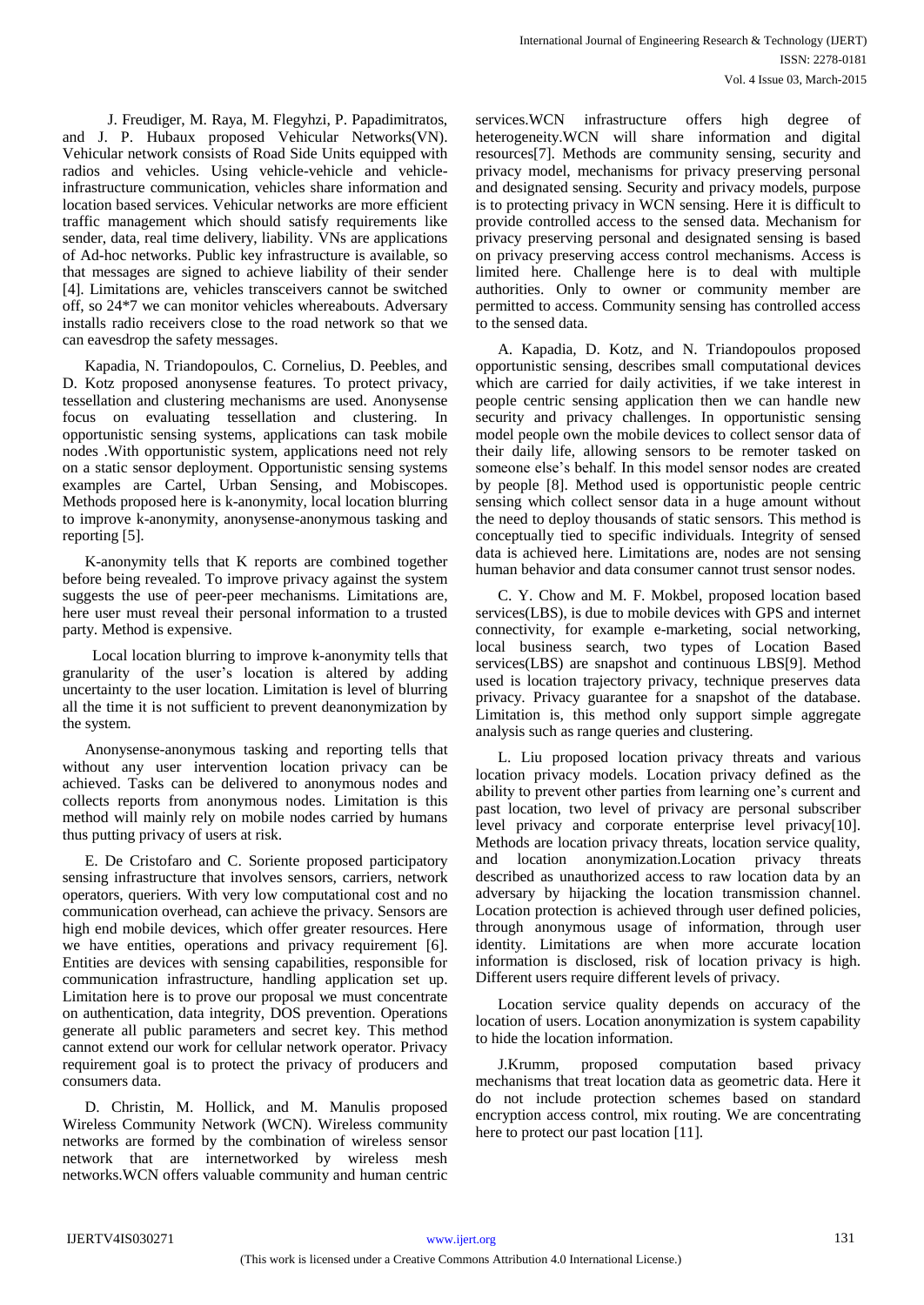J. Freudiger, M. Raya, M. Flegyhzi, P. Papadimitratos, and J. P. Hubaux proposed Vehicular Networks(VN). Vehicular network consists of Road Side Units equipped with radios and vehicles. Using vehicle-vehicle and vehicle-infrastructure communication, vehicles share information and location based services. Vehicular networks are more efficient traffic management which should satisfy requirements like sender, data, real time delivery, liability. VNs are applications of Ad-hoc networks. Public key infrastructure is available, so that messages are signed to achieve liability of their sender [4]. Limitations are, vehicles transceivers cannot be switched off, so 24*7 we can monitor vehicles whereabouts. Adversary installs radio receivers close to the road network so that we can eavesdrop the safety messages.

Kapadia, N. Triandopoulos, C. Cornelius, D. Peebles, and D. Kotz proposed anonysense features. To protect privacy, tessellation and clustering mechanisms are used. Anonysense focus on evaluating tessellation and clustering. In opportunistic sensing systems, applications can task mobile nodes .With opportunistic system, applications need not rely on a static sensor deployment. Opportunistic sensing systems examples are Cartel, Urban Sensing, and Mobiscopes. Methods proposed here is k-anonymity, local location blurring to improve k-anonymity, anonysense-anonymous tasking and reporting [5].

K-anonymity tells that K reports are combined together before being revealed. To improve privacy against the system suggests the use of peer-peer mechanisms. Limitations are, here user must reveal their personal information to a trusted party. Method is expensive.

Local location blurring to improve k-anonymity tells that granularity of the user's location is altered by adding uncertainty to the user location. Limitation is level of blurring all the time it is not sufficient to prevent deanonymization by the system.

Anonysense-anonymous tasking and reporting tells that without any user intervention location privacy can be achieved. Tasks can be delivered to anonymous nodes and collects reports from anonymous nodes. Limitation is this method will mainly rely on mobile nodes carried by humans thus putting privacy of users at risk.

E. De Cristofaro and C. Soriente proposed participatory sensing infrastructure that involves sensors, carriers, network operators, queriers. With very low computational cost and no communication overhead, can achieve the privacy. Sensors are high end mobile devices, which offer greater resources. Here we have entities, operations and privacy requirement [6]. Entities are devices with sensing capabilities, responsible for communication infrastructure, handling application set up. Limitation here is to prove our proposal we must concentrate on authentication, data integrity, DOS prevention. Operations generate all public parameters and secret key. This method cannot extend our work for cellular network operator. Privacy requirement goal is to protect the privacy of producers and consumers data.

D. Christin, M. Hollick, and M. Manulis proposed Wireless Community Network (WCN). Wireless community networks are formed by the combination of wireless sensor network that are internetworked by wireless mesh networks.WCN offers valuable community and human centric services.WCN infrastructure offers high degree of heterogeneity.WCN will share information and digital resources[7]. Methods are community sensing, security and privacy model, mechanisms for privacy preserving personal and designated sensing. Security and privacy models, purpose is to protecting privacy in WCN sensing. Here it is difficult to provide controlled access to the sensed data. Mechanism for privacy preserving personal and designated sensing is based on privacy preserving access control mechanisms. Access is limited here. Challenge here is to deal with multiple authorities. Only to owner or community member are permitted to access. Community sensing has controlled access to the sensed data.

A. Kapadia, D. Kotz, and N. Triandopoulos proposed opportunistic sensing, describes small computational devices which are carried for daily activities, if we take interest in people centric sensing application then we can handle new security and privacy challenges. In opportunistic sensing model people own the mobile devices to collect sensor data of their daily life, allowing sensors to be remoter tasked on someone else's behalf. In this model sensor nodes are created by people [8]. Method used is opportunistic people centric sensing which collect sensor data in a huge amount without the need to deploy thousands of static sensors. This method is conceptually tied to specific individuals. Integrity of sensed data is achieved here. Limitations are, nodes are not sensing human behavior and data consumer cannot trust sensor nodes.

C. Y. Chow and M. F. Mokbel, proposed location based services(LBS), is due to mobile devices with GPS and internet connectivity, for example e-marketing, social networking, local business search, two types of Location Based services(LBS) are snapshot and continuous LBS[9]. Method used is location trajectory privacy, technique preserves data privacy. Privacy guarantee for a snapshot of the database. Limitation is, this method only support simple aggregate analysis such as range queries and clustering.

L. Liu proposed location privacy threats and various location privacy models. Location privacy defined as the ability to prevent other parties from learning one's current and past location, two level of privacy are personal subscriber level privacy and corporate enterprise level privacy[10]. Methods are location privacy threats, location service quality, and location anonymization.Location privacy threats described as unauthorized access to raw location data by an adversary by hijacking the location transmission channel. Location protection is achieved through user defined policies, through anonymous usage of information, through user identity. Limitations are when more accurate location information is disclosed, risk of location privacy is high. Different users require different levels of privacy.

Location service quality depends on accuracy of the location of users. Location anonymization is system capability to hide the location information.

J.Krumm, proposed computation based privacy mechanisms that treat location data as geometric data. Here it do not include protection schemes based on standard encryption access control, mix routing. We are concentrating here to protect our past location [11].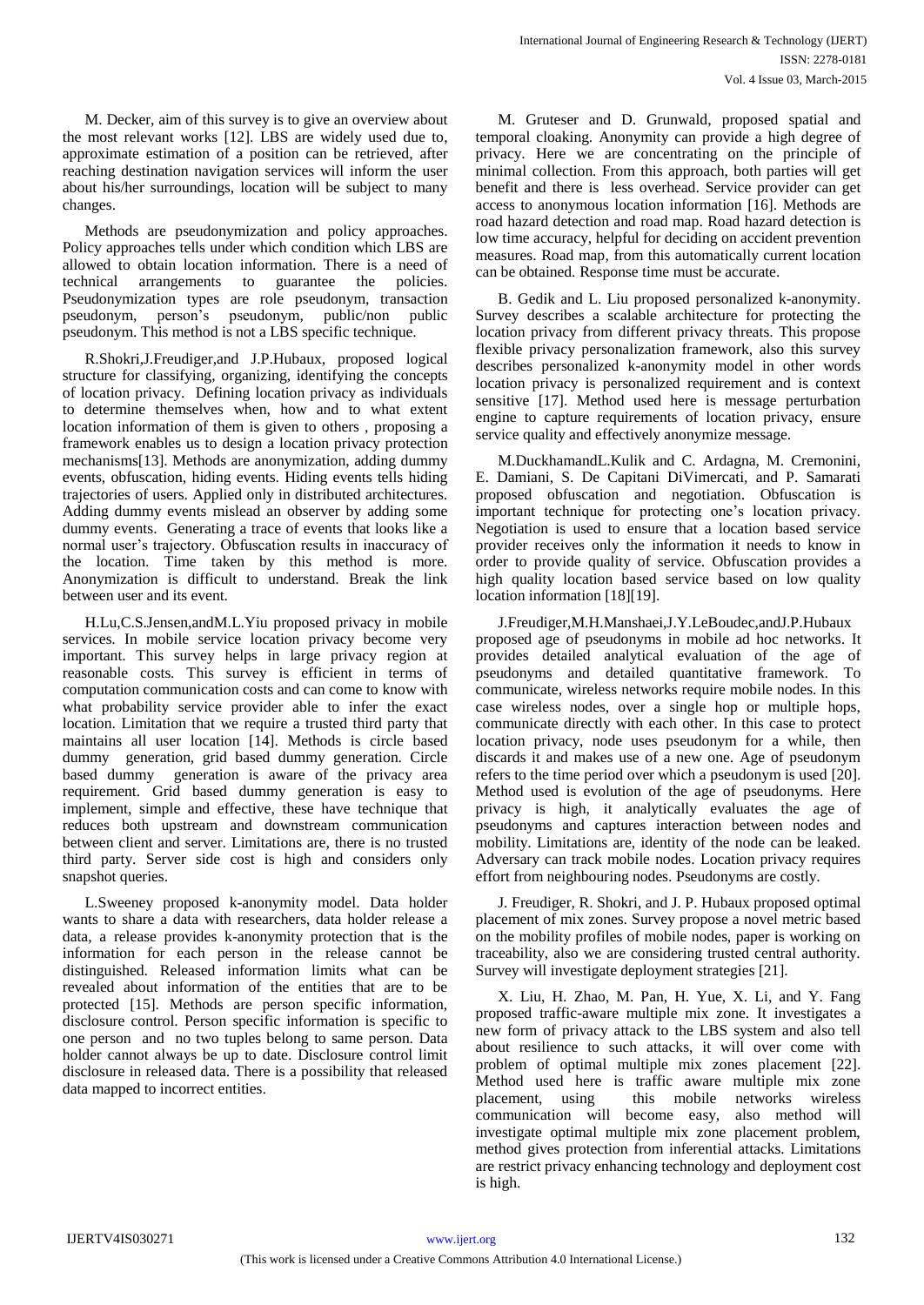M. Decker, aim of this survey is to give an overview about the most relevant works [12]. LBS are widely used due to, approximate estimation of a position can be retrieved, after reaching destination navigation services will inform the user about his/her surroundings, location will be subject to many changes.

Methods are pseudonymization and policy approaches. Policy approaches tells under which condition which LBS are allowed to obtain location information. There is a need of technical arrangements to guarantee the policies. Pseudonymization types are role pseudonym, transaction pseudonym, person's pseudonym, public/non public pseudonym. This method is not a LBS specific technique.

R.Shokri,J.Freudiger,and J.P.Hubaux, proposed logical structure for classifying, organizing, identifying the concepts of location privacy. Defining location privacy as individuals to determine themselves when, how and to what extent location information of them is given to others , proposing a framework enables us to design a location privacy protection mechanisms[13]. Methods are anonymization, adding dummy events, obfuscation, hiding events. Hiding events tells hiding trajectories of users. Applied only in distributed architectures. Adding dummy events mislead an observer by adding some dummy events. Generating a trace of events that looks like a normal user's trajectory. Obfuscation results in inaccuracy of the location. Time taken by this method is more. Anonymization is difficult to understand. Break the link between user and its event.

H.Lu,C.S.Jensen,andM.L.Yiu proposed privacy in mobile services. In mobile service location privacy become very important. This survey helps in large privacy region at reasonable costs. This survey is efficient in terms of computation communication costs and can come to know with what probability service provider able to infer the exact location. Limitation that we require a trusted third party that maintains all user location [14]. Methods is circle based dummy generation, grid based dummy generation. Circle based dummy generation is aware of the privacy area requirement. Grid based dummy generation is easy to implement, simple and effective, these have technique that reduces both upstream and downstream communication between client and server. Limitations are, there is no trusted third party. Server side cost is high and considers only snapshot queries.

L.Sweeney proposed k-anonymity model. Data holder wants to share a data with researchers, data holder release a data, a release provides k-anonymity protection that is the information for each person in the release cannot be distinguished. Released information limits what can be revealed about information of the entities that are to be protected [15]. Methods are person specific information, disclosure control. Person specific information is specific to one person and no two tuples belong to same person. Data holder cannot always be up to date. Disclosure control limit disclosure in released data. There is a possibility that released data mapped to incorrect entities.

M. Gruteser and D. Grunwald, proposed spatial and temporal cloaking. Anonymity can provide a high degree of privacy. Here we are concentrating on the principle of minimal collection. From this approach, both parties will get benefit and there is less overhead. Service provider can get access to anonymous location information [16]. Methods are road hazard detection and road map. Road hazard detection is low time accuracy, helpful for deciding on accident prevention measures. Road map, from this automatically current location can be obtained. Response time must be accurate.

B. Gedik and L. Liu proposed personalized k-anonymity. Survey describes a scalable architecture for protecting the location privacy from different privacy threats. This propose flexible privacy personalization framework, also this survey describes personalized k-anonymity model in other words location privacy is personalized requirement and is context sensitive [17]. Method used here is message perturbation engine to capture requirements of location privacy, ensure service quality and effectively anonymize message.

M.DuckhamandL.Kulik and C. Ardagna, M. Cremonini, E. Damiani, S. De Capitani DiVimercati, and P. Samarati proposed obfuscation and negotiation. Obfuscation is important technique for protecting one's location privacy. Negotiation is used to ensure that a location based service provider receives only the information it needs to know in order to provide quality of service. Obfuscation provides a high quality location based service based on low quality location information [18][19].

J.Freudiger,M.H.Manshaei,J.Y.LeBoudec,andJ.P.Hubaux proposed age of pseudonyms in mobile ad hoc networks. It provides detailed analytical evaluation of the age of pseudonyms and detailed quantitative framework. To communicate, wireless networks require mobile nodes. In this case wireless nodes, over a single hop or multiple hops, communicate directly with each other. In this case to protect location privacy, node uses pseudonym for a while, then discards it and makes use of a new one. Age of pseudonym refers to the time period over which a pseudonym is used [20]. Method used is evolution of the age of pseudonyms. Here privacy is high, it analytically evaluates the age of pseudonyms and captures interaction between nodes and mobility. Limitations are, identity of the node can be leaked. Adversary can track mobile nodes. Location privacy requires effort from neighbouring nodes. Pseudonyms are costly.

J. Freudiger, R. Shokri, and J. P. Hubaux proposed optimal placement of mix zones. Survey propose a novel metric based on the mobility profiles of mobile nodes, paper is working on traceability, also we are considering trusted central authority. Survey will investigate deployment strategies [21].

X. Liu, H. Zhao, M. Pan, H. Yue, X. Li, and Y. Fang proposed traffic-aware multiple mix zone. It investigates a new form of privacy attack to the LBS system and also tell about resilience to such attacks, it will over come with problem of optimal multiple mix zones placement [22]. Method used here is traffic aware multiple mix zone placement, using this mobile networks wireless communication will become easy, also method will investigate optimal multiple mix zone placement problem, method gives protection from inferential attacks. Limitations are restrict privacy enhancing technology and deployment cost is high.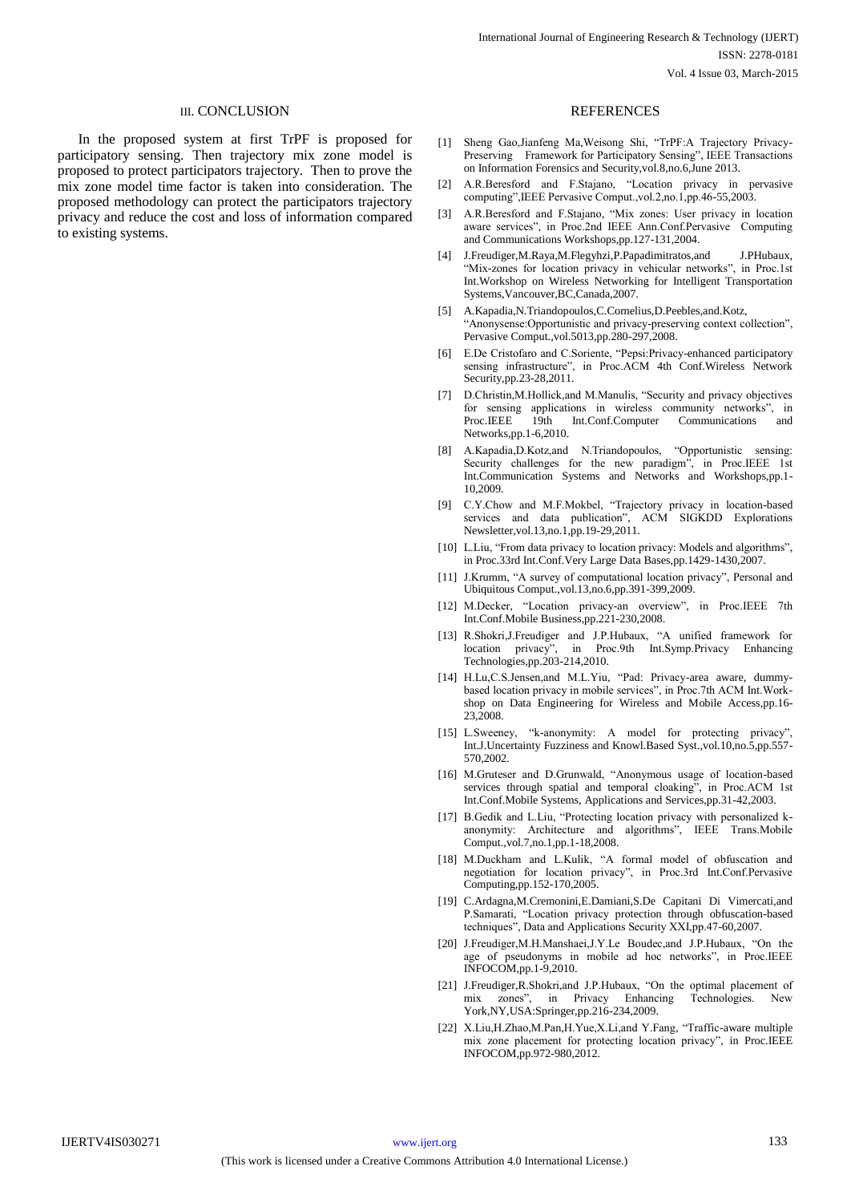## III. CONCLUSION

In the proposed system at first TrPF is proposed for participatory sensing. Then trajectory mix zone model is proposed to protect participators trajectory. Then to prove the mix zone model time factor is taken into consideration. The proposed methodology can protect the participators trajectory privacy and reduce the cost and loss of information compared to existing systems.

## REFERENCES

[1] Sheng Gao,Jianfeng Ma,Weisong Shi, "TrPF:A Trajectory Privacy-Preserving Framework for Participatory Sensing", IEEE Transactions on Information Forensics and Security,vol.8,no.6,June 2013.

[2] A.R.Beresford and F.Stajano, "Location privacy in pervasive computing",IEEE Pervasive Comput.,vol.2,no.1,pp.46-55,2003.

[3] A.R.Beresford and F.Stajano, "Mix zones: User privacy in location aware services", in Proc.2nd IEEE Ann.Conf.Pervasive Computing and Communications Workshops,pp.127-131,2004.

[4] J.Freudiger,M.Raya,M.Flegyhzi,P.Papadimitratos,and J.PHubaux, "Mix-zones for location privacy in vehicular networks", in Proc.1st Int.Workshop on Wireless Networking for Intelligent Transportation Systems,Vancouver,BC,Canada,2007.

[5] A.Kapadia,N.Triandopoulos,C.Cornelius,D.Peebles,and.Kotz, "Anonysense:Opportunistic and privacy-preserving context collection", Pervasive Comput.,vol.5013,pp.280-297,2008.

[6] E.De Cristofaro and C.Soriente, "Pepsi:Privacy-enhanced participatory sensing infrastructure", in Proc.ACM 4th Conf.Wireless Network Security,pp.23-28,2011.

[7] D.Christin,M.Hollick,and M.Manulis, "Security and privacy objectives for sensing applications in wireless community networks", in Proc.IEEE 19th Int.Conf.Computer Communications and Networks,pp.1-6,2010.

[8] A.Kapadia,D.Kotz,and N.Triandopoulos, "Opportunistic sensing: Security challenges for the new paradigm", in Proc.IEEE 1st Int.Communication Systems and Networks and Workshops,pp.1-10,2009.

[9] C.Y.Chow and M.F.Mokbel, "Trajectory privacy in location-based services and data publication", ACM SIGKDD Explorations Newsletter,vol.13,no.1,pp.19-29,2011.

[10] L.Liu, "From data privacy to location privacy: Models and algorithms", in Proc.33rd Int.Conf.Very Large Data Bases,pp.1429-1430,2007.

[11] J.Krumm, "A survey of computational location privacy", Personal and Ubiquitous Comput.,vol.13,no.6,pp.391-399,2009.

[12] M.Decker, "Location privacy-an overview", in Proc.IEEE 7th Int.Conf.Mobile Business,pp.221-230,2008.

[13] R.Shokri,J.Freudiger and J.P.Hubaux, "A unified framework for location privacy", in Proc.9th Int.Symp.Privacy Enhancing Technologies,pp.203-214,2010.

[14] H.Lu,C.S.Jensen,and M.L.Yiu, "Pad: Privacy-area aware, dummy-based location privacy in mobile services", in Proc.7th ACM Int.Work-shop on Data Engineering for Wireless and Mobile Access,pp.16-23,2008.

[15] L.Sweeney, "k-anonymity: A model for protecting privacy", Int.J.Uncertainty Fuzziness and Knowl.Based Syst.,vol.10,no.5,pp.557-570,2002.

[16] M.Gruteser and D.Grunwald, "Anonymous usage of location-based services through spatial and temporal cloaking", in Proc.ACM 1st Int.Conf.Mobile Systems, Applications and Services,pp.31-42,2003.

[17] B.Gedik and L.Liu, "Protecting location privacy with personalized k-anonymity: Architecture and algorithms", IEEE Trans.Mobile Comput.,vol.7,no.1,pp.1-18,2008.

[18] M.Duckham and L.Kulik, "A formal model of obfuscation and negotiation for location privacy", in Proc.3rd Int.Conf.Pervasive Computing,pp.152-170,2005.

[19] C.Ardagna,M.Cremonini,E.Damiani,S.De Capitani Di Vimercati,and P.Samarati, "Location privacy protection through obfuscation-based techniques", Data and Applications Security XXI,pp.47-60,2007.

[20] J.Freudiger,M.H.Manshaei,J.Y.Le Boudec,and J.P.Hubaux, "On the age of pseudonyms in mobile ad hoc networks", in Proc.IEEE INFOCOM,pp.1-9,2010.

[21] J.Freudiger,R.Shokri,and J.P.Hubaux, "On the optimal placement of mix zones", in Privacy Enhancing Technologies. New York,NY,USA:Springer,pp.216-234,2009.

[22] X.Liu,H.Zhao,M.Pan,H.Yue,X.Li,and Y.Fang, "Traffic-aware multiple mix zone placement for protecting location privacy", in Proc.IEEE INFOCOM,pp.972-980,2012.